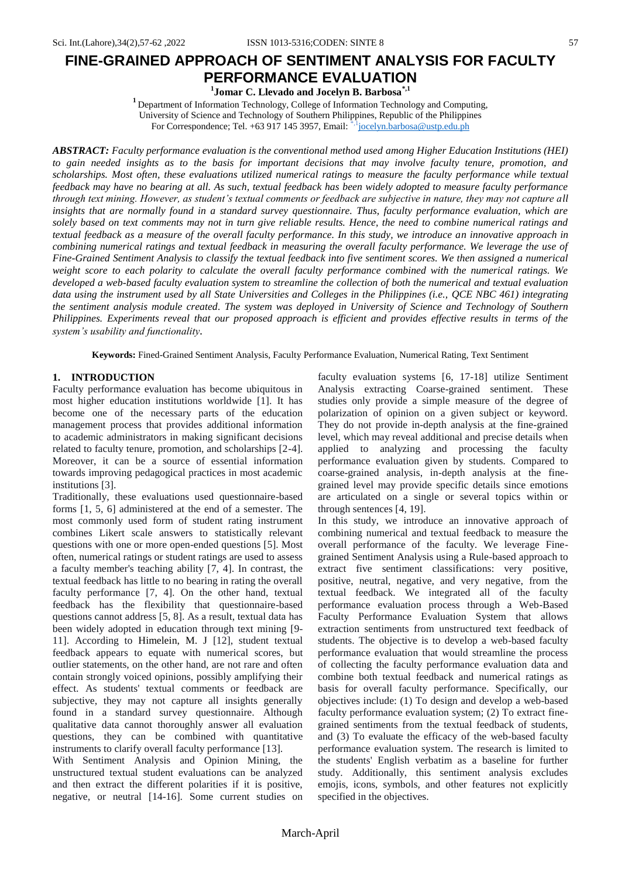# FINE-GRAINED APPROACH OF SENTIMENT ANALYSIS FOR FACULTY PERFORMANCE EVALUATION

**[1]Jomar C. Llevado and Jocelyn B. Barbosa[*,1]**

[1] Department of Information Technology, College of Information Technology and Computing, University of Science and Technology of Southern Philippines, Republic of the Philippines
For Correspondence; Tel. +63 917 145 3957, Email: [*,1]jocelyn.barbosa@ustp.edu.ph

***ABSTRACT:*** *Faculty performance evaluation is the conventional method used among Higher Education Institutions (HEI) to gain needed insights as to the basis for important decisions that may involve faculty tenure, promotion, and scholarships. Most often, these evaluations utilized numerical ratings to measure the faculty performance while textual feedback may have no bearing at all. As such, textual feedback has been widely adopted to measure faculty performance through text mining. However, as student's textual comments or feedback are subjective in nature, they may not capture all insights that are normally found in a standard survey questionnaire. Thus, faculty performance evaluation, which are solely based on text comments may not in turn give reliable results. Hence, the need to combine numerical ratings and textual feedback as a measure of the overall faculty performance. In this study, we introduce an innovative approach in combining numerical ratings and textual feedback in measuring the overall faculty performance. We leverage the use of Fine-Grained Sentiment Analysis to classify the textual feedback into five sentiment scores. We then assigned a numerical weight score to each polarity to calculate the overall faculty performance combined with the numerical ratings. We developed a web-based faculty evaluation system to streamline the collection of both the numerical and textual evaluation data using the instrument used by all State Universities and Colleges in the Philippines (i.e., QCE NBC 461) integrating the sentiment analysis module created. The system was deployed in University of Science and Technology of Southern Philippines. Experiments reveal that our proposed approach is efficient and provides effective results in terms of the system's usability and functionality.*

**Keywords:** Fined-Grained Sentiment Analysis, Faculty Performance Evaluation, Numerical Rating, Text Sentiment

## 1. INTRODUCTION

Faculty performance evaluation has become ubiquitous in most higher education institutions worldwide [1]. It has become one of the necessary parts of the education management process that provides additional information to academic administrators in making significant decisions related to faculty tenure, promotion, and scholarships [2-4]. Moreover, it can be a source of essential information towards improving pedagogical practices in most academic institutions [3].

Traditionally, these evaluations used questionnaire-based forms [1, 5, 6] administered at the end of a semester. The most commonly used form of student rating instrument combines Likert scale answers to statistically relevant questions with one or more open-ended questions [5]. Most often, numerical ratings or student ratings are used to assess a faculty member's teaching ability [7, 4]. In contrast, the textual feedback has little to no bearing in rating the overall faculty performance [7, 4]. On the other hand, textual feedback has the flexibility that questionnaire-based questions cannot address [5, 8]. As a result, textual data has been widely adopted in education through text mining [9-11]. According to Himelein, M. J [12], student textual feedback appears to equate with numerical scores, but outlier statements, on the other hand, are not rare and often contain strongly voiced opinions, possibly amplifying their effect. As students' textual comments or feedback are subjective, they may not capture all insights generally found in a standard survey questionnaire. Although qualitative data cannot thoroughly answer all evaluation questions, they can be combined with quantitative instruments to clarify overall faculty performance [13].

With Sentiment Analysis and Opinion Mining, the unstructured textual student evaluations can be analyzed and then extract the different polarities if it is positive, negative, or neutral [14-16]. Some current studies on faculty evaluation systems [6, 17-18] utilize Sentiment Analysis extracting Coarse-grained sentiment. These studies only provide a simple measure of the degree of polarization of opinion on a given subject or keyword. They do not provide in-depth analysis at the fine-grained level, which may reveal additional and precise details when applied to analyzing and processing the faculty performance evaluation given by students. Compared to coarse-grained analysis, in-depth analysis at the fine-grained level may provide specific details since emotions are articulated on a single or several topics within or through sentences [4, 19].

In this study, we introduce an innovative approach of combining numerical and textual feedback to measure the overall performance of the faculty. We leverage Fine-grained Sentiment Analysis using a Rule-based approach to extract five sentiment classifications: very positive, positive, neutral, negative, and very negative, from the textual feedback. We integrated all of the faculty performance evaluation process through a Web-Based Faculty Performance Evaluation System that allows extraction sentiments from unstructured text feedback of students. The objective is to develop a web-based faculty performance evaluation that would streamline the process of collecting the faculty performance evaluation data and combine both textual feedback and numerical ratings as basis for overall faculty performance. Specifically, our objectives include: (1) To design and develop a web-based faculty performance evaluation system; (2) To extract fine-grained sentiments from the textual feedback of students, and (3) To evaluate the efficacy of the web-based faculty performance evaluation system. The research is limited to the students' English verbatim as a baseline for further study. Additionally, this sentiment analysis excludes emojis, icons, symbols, and other features not explicitly specified in the objectives.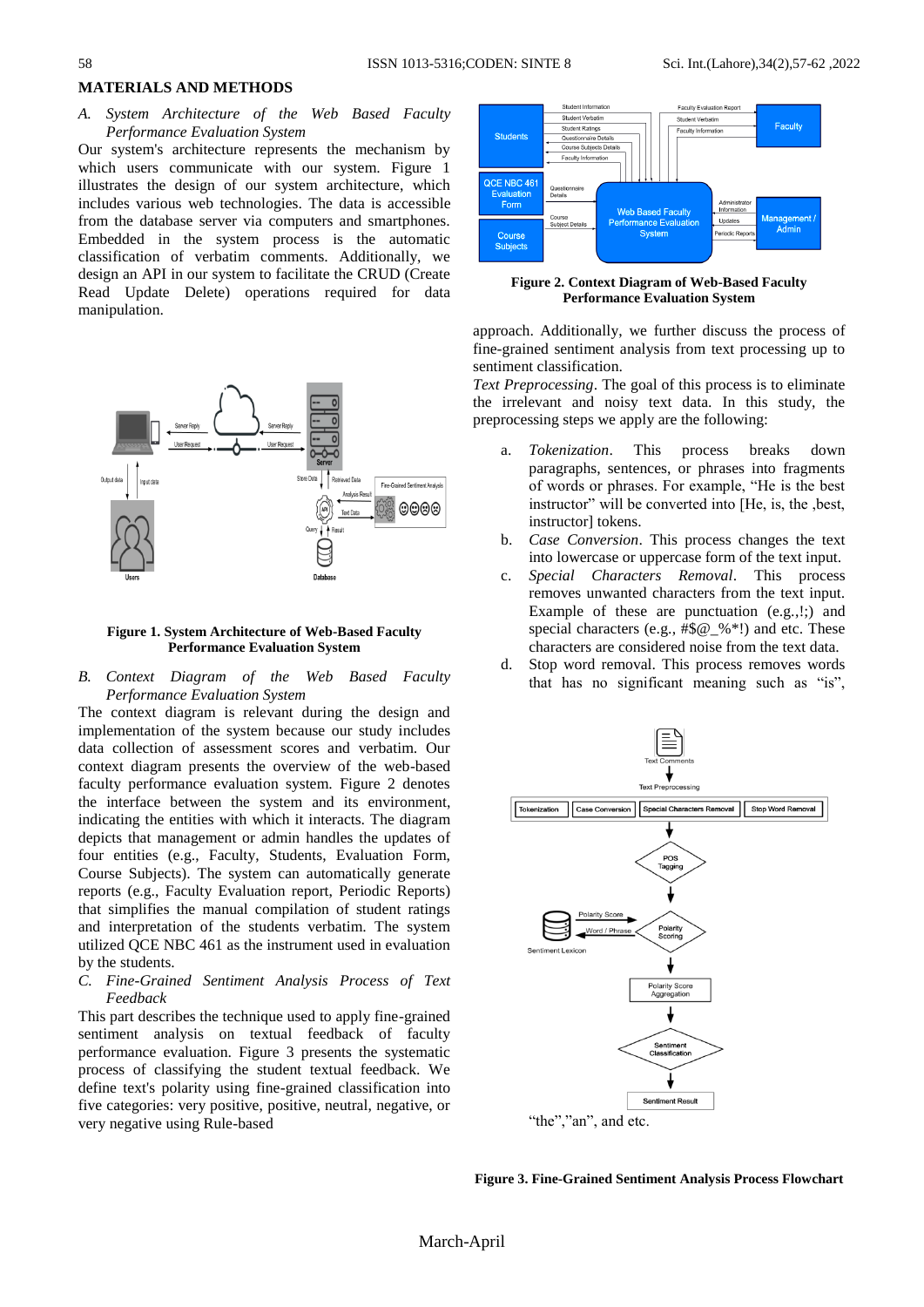## MATERIALS AND METHODS

*A. System Architecture of the Web Based Faculty Performance Evaluation System*

Our system's architecture represents the mechanism by which users communicate with our system. Figure 1 illustrates the design of our system architecture, which includes various web technologies. The data is accessible from the database server via computers and smartphones. Embedded in the system process is the automatic classification of verbatim comments. Additionally, we design an API in our system to facilitate the CRUD (Create Read Update Delete) operations required for data manipulation.

**Figure 1. System Architecture of Web-Based Faculty Performance Evaluation System**

*B. Context Diagram of the Web Based Faculty Performance Evaluation System*

The context diagram is relevant during the design and implementation of the system because our study includes data collection of assessment scores and verbatim. Our context diagram presents the overview of the web-based faculty performance evaluation system. Figure 2 denotes the interface between the system and its environment, indicating the entities with which it interacts. The diagram depicts that management or admin handles the updates of four entities (e.g., Faculty, Students, Evaluation Form, Course Subjects). The system can automatically generate reports (e.g., Faculty Evaluation report, Periodic Reports) that simplifies the manual compilation of student ratings and interpretation of the students verbatim. The system utilized QCE NBC 461 as the instrument used in evaluation by the students.

*C. Fine-Grained Sentiment Analysis Process of Text Feedback*

This part describes the technique used to apply fine-grained sentiment analysis on textual feedback of faculty performance evaluation. Figure 3 presents the systematic process of classifying the student textual feedback. We define text's polarity using fine-grained classification into five categories: very positive, positive, neutral, negative, or very negative using Rule-based approach. Additionally, we further discuss the process of fine-grained sentiment analysis from text processing up to sentiment classification.

**Figure 2. Context Diagram of Web-Based Faculty Performance Evaluation System**

*Text Preprocessing*. The goal of this process is to eliminate the irrelevant and noisy text data. In this study, the preprocessing steps we apply are the following:

a. *Tokenization*. This process breaks down paragraphs, sentences, or phrases into fragments of words or phrases. For example, "He is the best instructor" will be converted into [He, is, the ,best, instructor] tokens.
b. *Case Conversion*. This process changes the text into lowercase or uppercase form of the text input.
c. *Special Characters Removal*. This process removes unwanted characters from the text input. Example of these are punctuation (e.g.,!;) and special characters (e.g., #$@_%*!) and etc. These characters are considered noise from the text data.
d. Stop word removal. This process removes words that has no significant meaning such as "is", "the","an", and etc.

**Figure 3. Fine-Grained Sentiment Analysis Process Flowchart**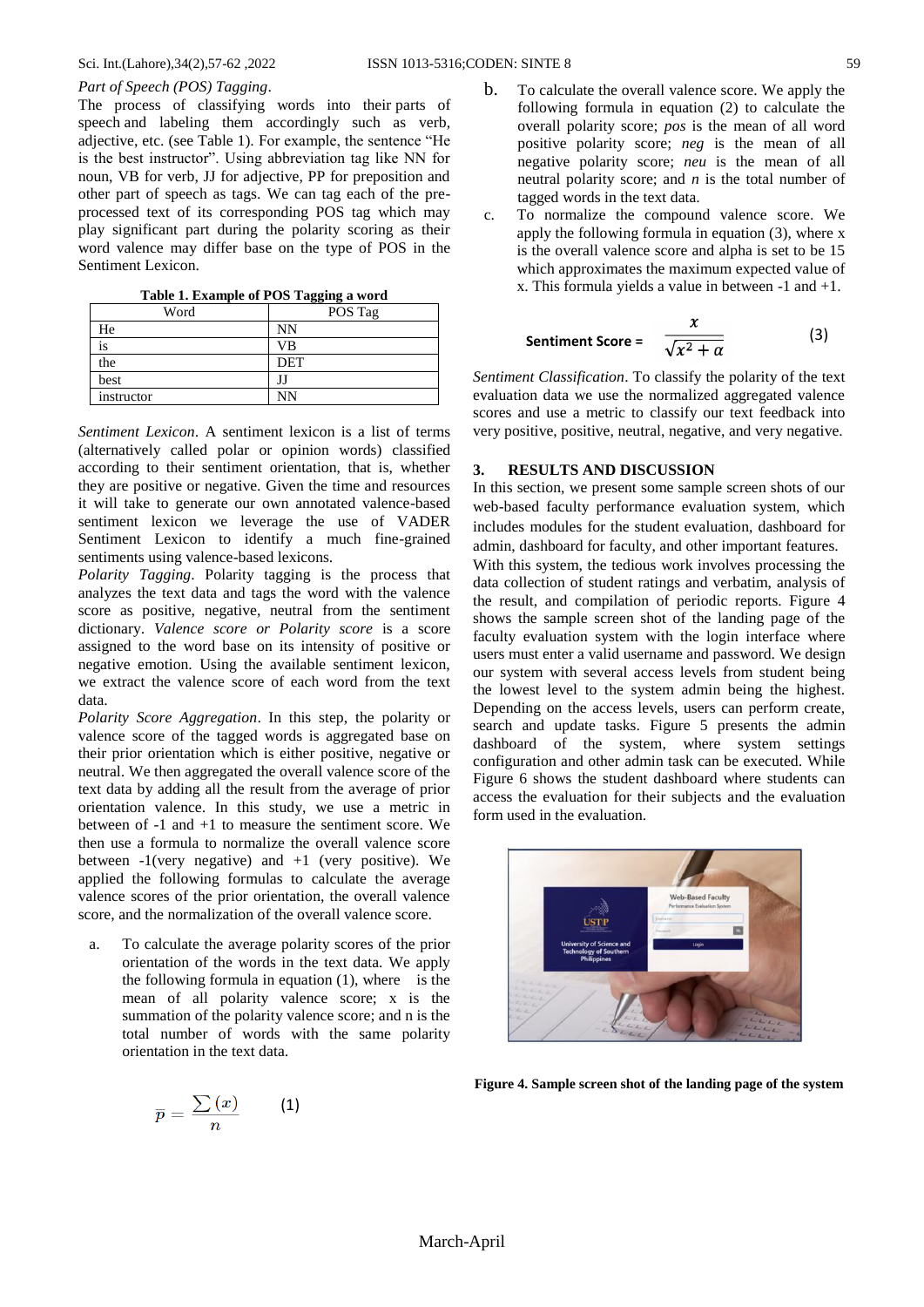*Part of Speech (POS) Tagging*.
The process of classifying words into their parts of speech and labeling them accordingly such as verb, adjective, etc. (see Table 1). For example, the sentence "He is the best instructor". Using abbreviation tag like NN for noun, VB for verb, JJ for adjective, PP for preposition and other part of speech as tags. We can tag each of the pre-processed text of its corresponding POS tag which may play significant part during the polarity scoring as their word valence may differ base on the type of POS in the Sentiment Lexicon.

**Table 1. Example of POS Tagging a word**

| Word | POS Tag |
|---|---|
| He | NN |
| is | VB |
| the | DET |
| best | JJ |
| instructor | NN |

*Sentiment Lexicon*. A sentiment lexicon is a list of terms (alternatively called polar or opinion words) classified according to their sentiment orientation, that is, whether they are positive or negative. Given the time and resources it will take to generate our own annotated valence-based sentiment lexicon we leverage the use of VADER Sentiment Lexicon to identify a much fine-grained sentiments using valence-based lexicons.

*Polarity Tagging*. Polarity tagging is the process that analyzes the text data and tags the word with the valence score as positive, negative, neutral from the sentiment dictionary. *Valence score or Polarity score* is a score assigned to the word base on its intensity of positive or negative emotion. Using the available sentiment lexicon, we extract the valence score of each word from the text data.

*Polarity Score Aggregation*. In this step, the polarity or valence score of the tagged words is aggregated base on their prior orientation which is either positive, negative or neutral. We then aggregated the overall valence score of the text data by adding all the result from the average of prior orientation valence. In this study, we use a metric in between of -1 and +1 to measure the sentiment score. We then use a formula to normalize the overall valence score between -1(very negative) and +1 (very positive). We applied the following formulas to calculate the average valence scores of the prior orientation, the overall valence score, and the normalization of the overall valence score.

a. To calculate the average polarity scores of the prior orientation of the words in the text data. We apply the following formula in equation (1), where is the mean of all polarity valence score; x is the summation of the polarity valence score; and n is the total number of words with the same polarity orientation in the text data.

$$\overline{p} = \frac{\sum(x)}{n} \qquad (1)$$

b. To calculate the overall valence score. We apply the following formula in equation (2) to calculate the overall polarity score; *pos* is the mean of all word positive polarity score; *neg* is the mean of all negative polarity score; *neu* is the mean of all neutral polarity score; and *n* is the total number of tagged words in the text data.

c. To normalize the compound valence score. We apply the following formula in equation (3), where x is the overall valence score and alpha is set to be 15 which approximates the maximum expected value of x. This formula yields a value in between -1 and +1.

$$\textbf{Sentiment Score} = \frac{x}{\sqrt{x^2 + \alpha}} \qquad (3)$$

*Sentiment Classification*. To classify the polarity of the text evaluation data we use the normalized aggregated valence scores and use a metric to classify our text feedback into very positive, positive, neutral, negative, and very negative.

## 3. RESULTS AND DISCUSSION

In this section, we present some sample screen shots of our web-based faculty performance evaluation system, which includes modules for the student evaluation, dashboard for admin, dashboard for faculty, and other important features. With this system, the tedious work involves processing the data collection of student ratings and verbatim, analysis of the result, and compilation of periodic reports. Figure 4 shows the sample screen shot of the landing page of the faculty evaluation system with the login interface where users must enter a valid username and password. We design our system with several access levels from student being the lowest level to the system admin being the highest. Depending on the access levels, users can perform create, search and update tasks. Figure 5 presents the admin dashboard of the system, where system settings configuration and other admin task can be executed. While Figure 6 shows the student dashboard where students can access the evaluation for their subjects and the evaluation form used in the evaluation.

**Figure 4. Sample screen shot of the landing page of the system**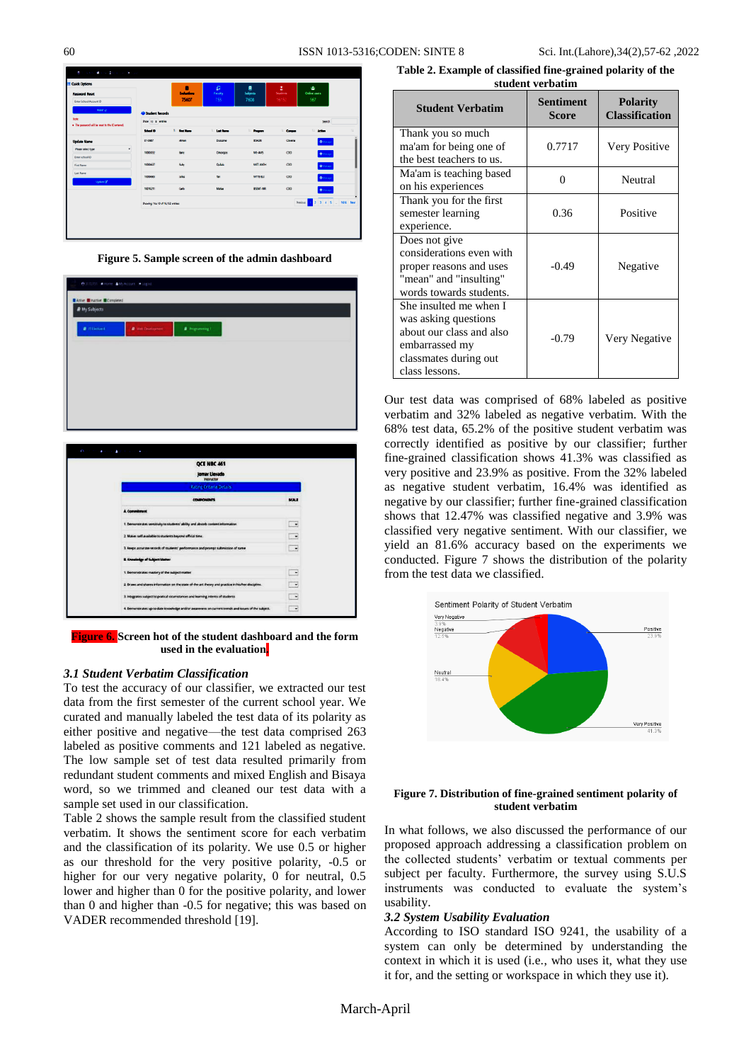Figure 5. Sample screen of the admin dashboard

Figure 6. Screen hot of the student dashboard and the form used in the evaluation

### 3.1 Student Verbatim Classification

To test the accuracy of our classifier, we extracted our test data from the first semester of the current school year. We curated and manually labeled the test data of its polarity as either positive and negative—the test data comprised 263 labeled as positive comments and 121 labeled as negative. The low sample set of test data resulted primarily from the redundant student comments and mixed English and Bisaya word, so we trimmed and cleaned our test data with a sample set used in our classification.

Table 2 shows the sample result from the classified student verbatim. It shows the sentiment score for each verbatim and the classification of its polarity. We use 0.5 or higher as our threshold for the very positive polarity, -0.5 or higher for our very negative polarity, 0 for neutral, 0.5 lower and higher than 0 for the positive polarity, and lower than 0 and higher than -0.5 for negative; this was based on VADER recommended threshold [19].

**Table 2. Example of classified fine-grained polarity of the student verbatim**

| Student Verbatim | Sentiment Score | Polarity Classification |
|---|---|---|
| Thank you so much ma'am for being one of the best teachers to us. | 0.7717 | Very Positive |
| Ma'am is teaching based on his experiences | 0 | Neutral |
| Thank you for the first semester learning experience. | 0.36 | Positive |
| Does not give considerations even with proper reasons and uses "mean" and "insulting" words towards students. | -0.49 | Negative |
| She insulted me when I was asking questions about our class and also embarrassed my classmates during out class lessons. | -0.79 | Very Negative |

Our test data was comprised of 68% labeled as positive verbatim and 32% labeled as negative verbatim. With the 68% test data, 65.2% of the positive student verbatim was correctly identified as positive by our classifier; further fine-grained classification shows 41.3% was classified as very positive and 23.9% as positive. From the 32% labeled as negative student verbatim, 16.4% was identified as negative by our classifier; further fine-grained classification shows that 12.47% was classified negative and 3.9% was classified very negative sentiment. With our classifier, we yield an 81.6% accuracy based on the experiments we conducted. Figure 7 shows the distribution of the polarity from the test data we classified.

Figure 7. Distribution of fine-grained sentiment polarity of student verbatim

In what follows, we also discussed the performance of our proposed approach addressing a classification problem on the collected students' verbatim or textual comments per subject per faculty. Furthermore, the survey using S.U.S instruments was conducted to evaluate the system's usability.

### 3.2 System Usability Evaluation

According to ISO standard ISO 9241, the usability of a system can only be determined by understanding the context in which it is used (i.e., who uses it, what they use it for, and the setting or workspace in which they use it).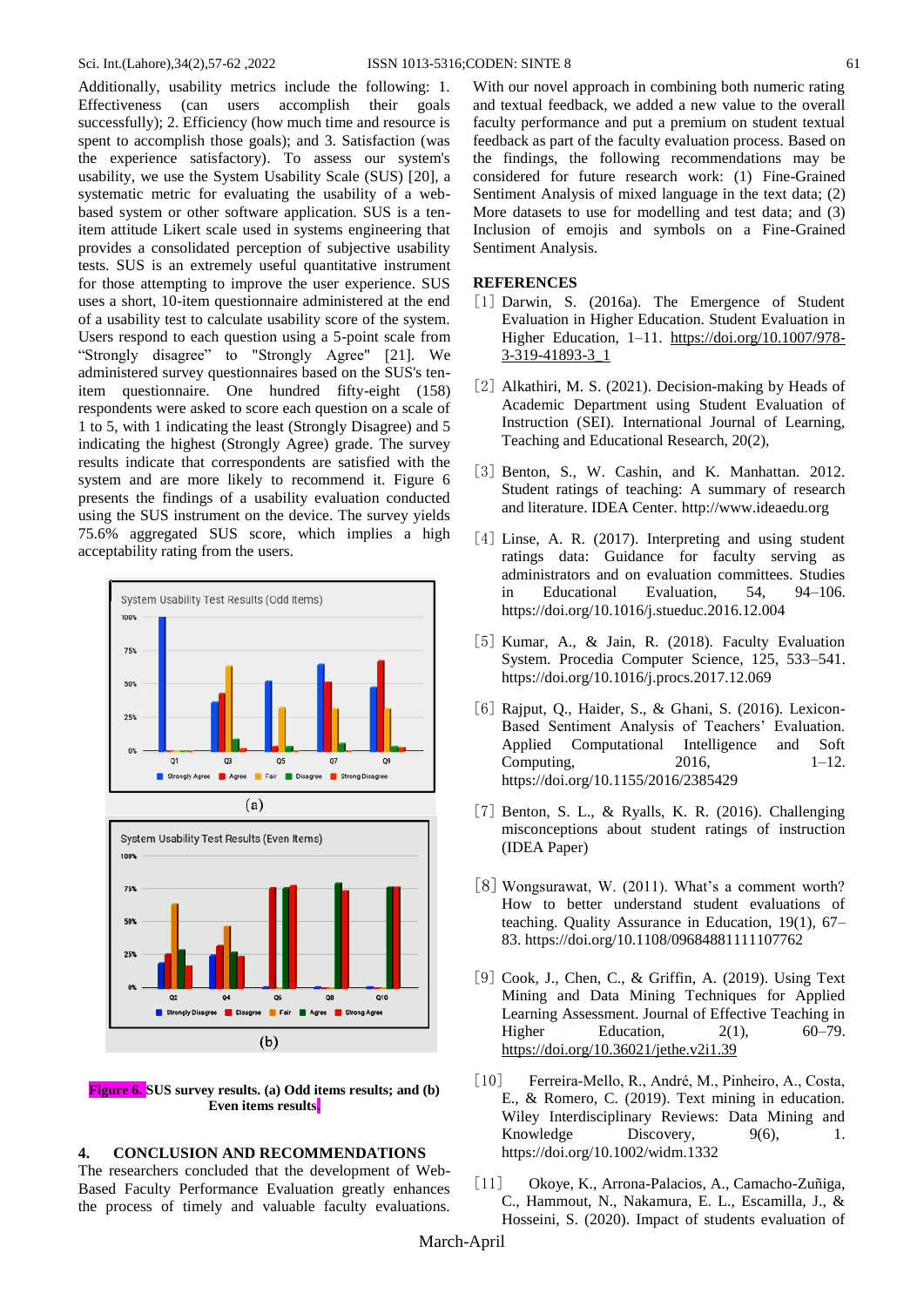Additionally, usability metrics include the following: 1. Effectiveness (can users accomplish their goals successfully); 2. Efficiency (how much time and resource is spent to accomplish those goals); and 3. Satisfaction (was the experience satisfactory). To assess our system's usability, we use the System Usability Scale (SUS) [20], a systematic metric for evaluating the usability of a web-based system or other software application. SUS is a ten-item attitude Likert scale used in systems engineering that provides a consolidated perception of subjective usability tests. SUS is an extremely useful quantitative instrument for those attempting to improve the user experience. SUS uses a short, 10-item questionnaire administered at the end of a usability test to calculate usability score of the system. Users respond to each question using a 5-point scale from "Strongly disagree" to "Strongly Agree" [21]. We administered survey questionnaires based on the SUS's ten-item questionnaire. One hundred fifty-eight (158) respondents were asked to score each question on a scale of 1 to 5, with 1 indicating the least (Strongly Disagree) and 5 indicating the highest (Strongly Agree). The survey results indicate that correspondents are satisfied with the system and are more likely to recommend it. Figure 6 presents the findings of a usability evaluation conducted using the SUS instrument on the device. The survey yields 75.6% aggregated SUS score, which implies a high acceptability rating from the users.

**Figure 6.** SUS survey results. (a) Odd items results; and (b) Even items results.

## 4. CONCLUSION AND RECOMMENDATIONS

The researchers concluded that the development of Web-Based Faculty Performance Evaluation greatly enhances the process of timely and valuable faculty evaluations. With our novel approach in combining both numeric rating and textual feedback, we added a new value to the overall faculty performance and put a premium on student textual feedback as part of the faculty evaluation process. Based on the findings, the following recommendations may be considered for future research work: (1) Fine-Grained Sentiment Analysis of mixed language in the text data; (2) More datasets to use for modelling and test data; and (3) Inclusion of emojis and symbols on a Fine-Grained Sentiment Analysis.

## REFERENCES

[1] Darwin, S. (2016a). The Emergence of Student Evaluation in Higher Education. Student Evaluation in Higher Education, 1–11. https://doi.org/10.1007/978-3-319-41893-3_1

[2] Alkathiri, M. S. (2021). Decision-making by Heads of Academic Department using Student Evaluation of Instruction (SEI). International Journal of Learning, Teaching and Educational Research, 20(2),

[3] Benton, S., W. Cashin, and K. Manhattan. 2012. Student ratings of teaching: A summary of research and literature. IDEA Center. http://www.ideaedu.org

[4] Linse, A. R. (2017). Interpreting and using student ratings data: Guidance for faculty serving as administrators and on evaluation committees. Studies in Educational Evaluation, 54, 94–106. https://doi.org/10.1016/j.stueduc.2016.12.004

[5] Kumar, A., & Jain, R. (2018). Faculty Evaluation System. Procedia Computer Science, 125, 533–541. https://doi.org/10.1016/j.procs.2017.12.069

[6] Rajput, Q., Haider, S., & Ghani, S. (2016). Lexicon-Based Sentiment Analysis of Teachers' Evaluation. Applied Computational Intelligence and Soft Computing, 2016, 1–12. https://doi.org/10.1155/2016/2385429

[7] Benton, S. L., & Ryalls, K. R. (2016). Challenging misconceptions about student ratings of instruction (IDEA Paper)

[8] Wongsurawat, W. (2011). What's a comment worth? How to better understand student evaluations of teaching. Quality Assurance in Education, 19(1), 67–83. https://doi.org/10.1108/09684881111107762

[9] Cook, J., Chen, C., & Griffin, A. (2019). Using Text Mining and Data Mining Techniques for Applied Learning Assessment. Journal of Effective Teaching in Higher Education, 2(1), 60–79. https://doi.org/10.36021/jethe.v2i1.39

[10] Ferreira-Mello, R., André, M., Pinheiro, A., Costa, E., & Romero, C. (2019). Text mining in education. Wiley Interdisciplinary Reviews: Data Mining and Knowledge Discovery, 9(6), 1. https://doi.org/10.1002/widm.1332

[11] Okoye, K., Arrona-Palacios, A., Camacho-Zuñiga, C., Hammout, N., Nakamura, E. L., Escamilla, J., & Hosseini, S. (2020). Impact of students evaluation of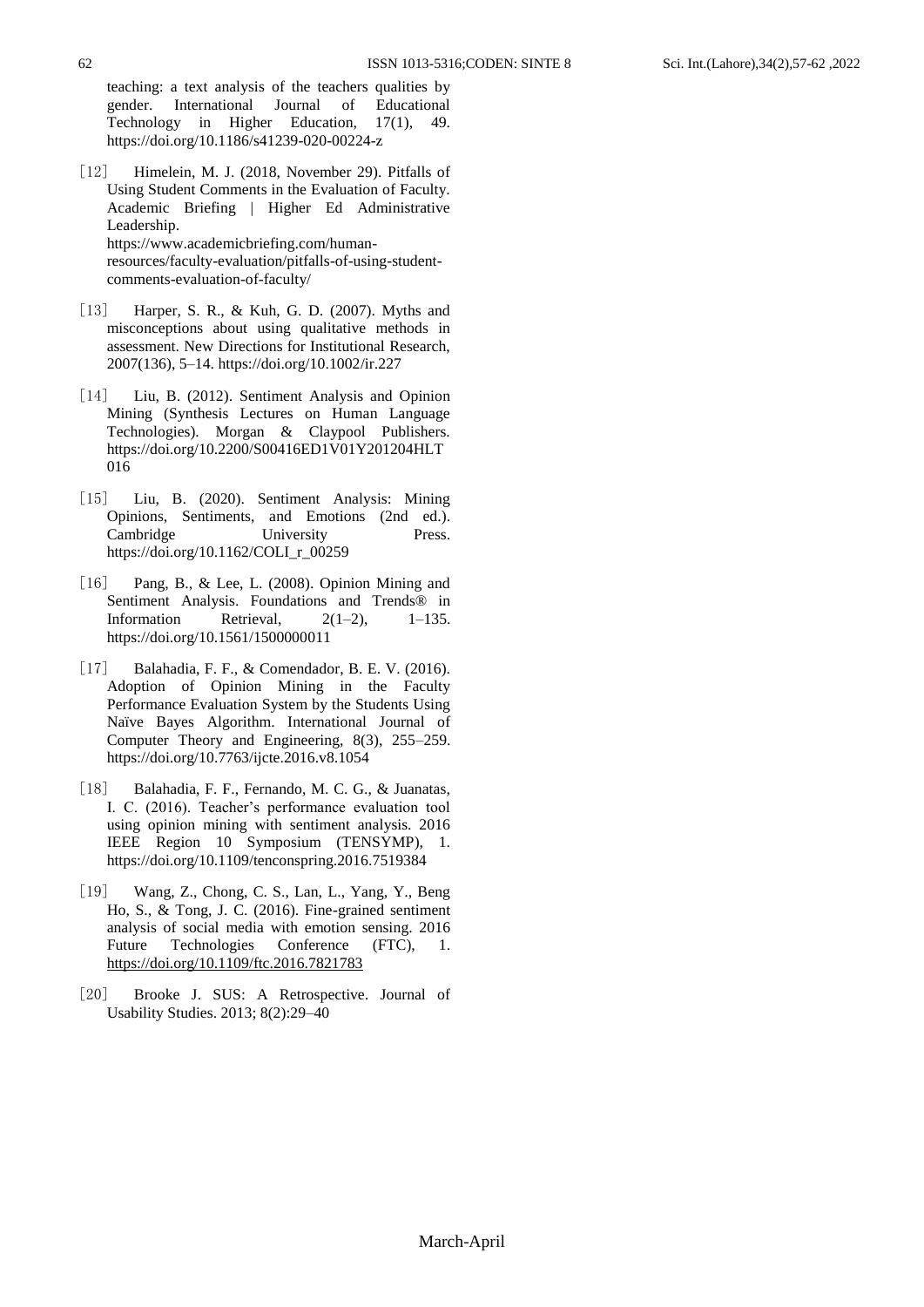teaching: a text analysis of the teachers qualities by gender. International Journal of Educational Technology in Higher Education, 17(1), 49. https://doi.org/10.1186/s41239-020-00224-z

[12] Himelein, M. J. (2018, November 29). Pitfalls of Using Student Comments in the Evaluation of Faculty. Academic Briefing | Higher Ed Administrative Leadership. https://www.academicbriefing.com/human-resources/faculty-evaluation/pitfalls-of-using-student-comments-evaluation-of-faculty/

[13] Harper, S. R., & Kuh, G. D. (2007). Myths and misconceptions about using qualitative methods in assessment. New Directions for Institutional Research, 2007(136), 5–14. https://doi.org/10.1002/ir.227

[14] Liu, B. (2012). Sentiment Analysis and Opinion Mining (Synthesis Lectures on Human Language Technologies). Morgan & Claypool Publishers. https://doi.org/10.2200/S00416ED1V01Y201204HLT016

[15] Liu, B. (2020). Sentiment Analysis: Mining Opinions, Sentiments, and Emotions (2nd ed.). Cambridge University Press. https://doi.org/10.1162/COLI_r_00259

[16] Pang, B., & Lee, L. (2008). Opinion Mining and Sentiment Analysis. Foundations and Trends® in Information Retrieval, 2(1–2), 1–135. https://doi.org/10.1561/1500000011

[17] Balahadia, F. F., & Comendador, B. E. V. (2016). Adoption of Opinion Mining in the Faculty Performance Evaluation System by the Students Using Naïve Bayes Algorithm. International Journal of Computer Theory and Engineering, 8(3), 255–259. https://doi.org/10.7763/ijcte.2016.v8.1054

[18] Balahadia, F. F., Fernando, M. C. G., & Juanatas, I. C. (2016). Teacher's performance evaluation tool using opinion mining with sentiment analysis. 2016 IEEE Region 10 Symposium (TENSYMP), 1. https://doi.org/10.1109/tenconspring.2016.7519384

[19] Wang, Z., Chong, C. S., Lan, L., Yang, Y., Beng Ho, S., & Tong, J. C. (2016). Fine-grained sentiment analysis of social media with emotion sensing. 2016 Future Technologies Conference (FTC), 1. https://doi.org/10.1109/ftc.2016.7821783

[20] Brooke J. SUS: A Retrospective. Journal of Usability Studies. 2013; 8(2):29–40